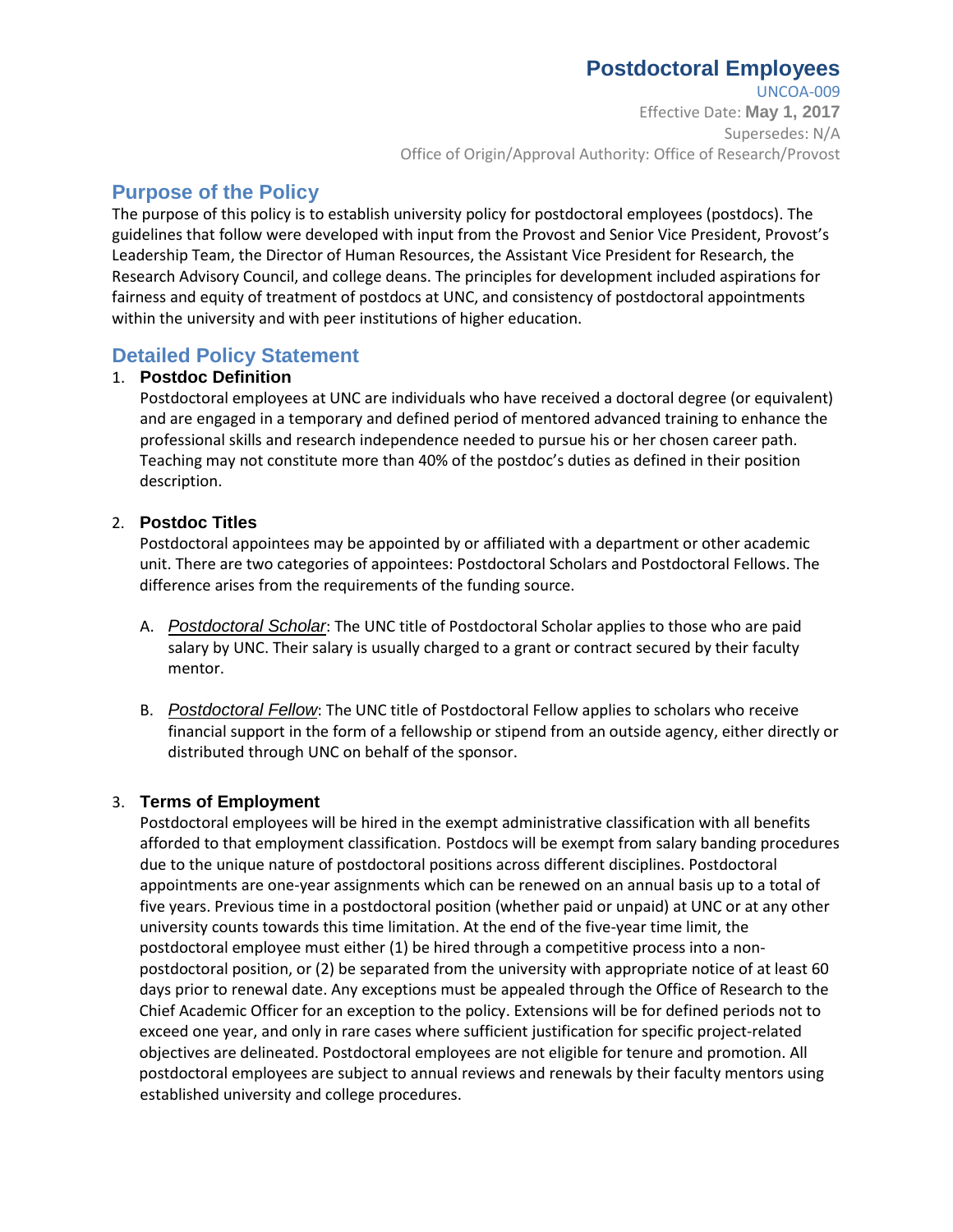# Postdoctoral Employees

UNCOA-009
Effective Date: **May 1, 2017**
Supersedes: N/A
Office of Origin/Approval Authority: Office of Research/Provost

## Purpose of the Policy

The purpose of this policy is to establish university policy for postdoctoral employees (postdocs). The guidelines that follow were developed with input from the Provost and Senior Vice President, Provost's Leadership Team, the Director of Human Resources, the Assistant Vice President for Research, the Research Advisory Council, and college deans. The principles for development included aspirations for fairness and equity of treatment of postdocs at UNC, and consistency of postdoctoral appointments within the university and with peer institutions of higher education.

## Detailed Policy Statement

1. **Postdoc Definition**

   Postdoctoral employees at UNC are individuals who have received a doctoral degree (or equivalent) and are engaged in a temporary and defined period of mentored advanced training to enhance the professional skills and research independence needed to pursue his or her chosen career path. Teaching may not constitute more than 40% of the postdoc's duties as defined in their position description.

2. **Postdoc Titles**

   Postdoctoral appointees may be appointed by or affiliated with a department or other academic unit. There are two categories of appointees: Postdoctoral Scholars and Postdoctoral Fellows. The difference arises from the requirements of the funding source.

   A. *Postdoctoral Scholar*: The UNC title of Postdoctoral Scholar applies to those who are paid salary by UNC. Their salary is usually charged to a grant or contract secured by their faculty mentor.

   B. *Postdoctoral Fellow*: The UNC title of Postdoctoral Fellow applies to scholars who receive financial support in the form of a fellowship or stipend from an outside agency, either directly or distributed through UNC on behalf of the sponsor.

3. **Terms of Employment**

   Postdoctoral employees will be hired in the exempt administrative classification with all benefits afforded to that employment classification. Postdocs will be exempt from salary banding procedures due to the unique nature of postdoctoral positions across different disciplines. Postdoctoral appointments are one-year assignments which can be renewed on an annual basis up to a total of five years. Previous time in a postdoctoral position (whether paid or unpaid) at UNC or at any other university counts towards this time limitation. At the end of the five-year time limit, the postdoctoral employee must either (1) be hired through a competitive process into a non-postdoctoral position, or (2) be separated from the university with appropriate notice of at least 60 days prior to renewal date. Any exceptions must be appealed through the Office of Research to the Chief Academic Officer for an exception to the policy. Extensions will be for defined periods not to exceed one year, and only in rare cases where sufficient justification for specific project-related objectives are delineated. Postdoctoral employees are not eligible for tenure and promotion. All postdoctoral employees are subject to annual reviews and renewals by their faculty mentors using established university and college procedures.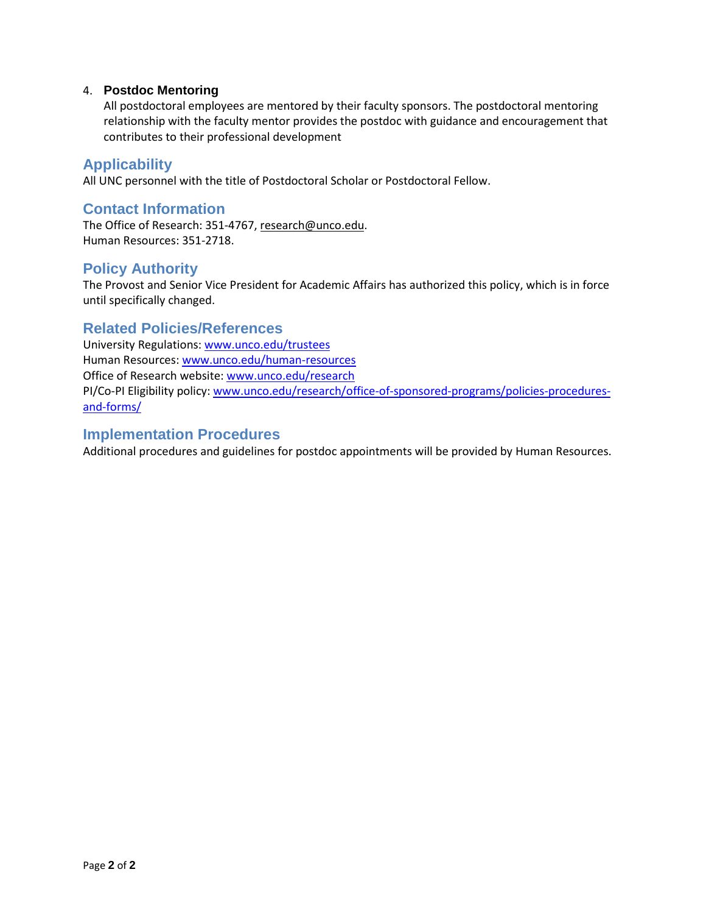4. **Postdoc Mentoring**

   All postdoctoral employees are mentored by their faculty sponsors. The postdoctoral mentoring relationship with the faculty mentor provides the postdoc with guidance and encouragement that contributes to their professional development

## Applicability

All UNC personnel with the title of Postdoctoral Scholar or Postdoctoral Fellow.

## Contact Information

The Office of Research: 351-4767, research@unco.edu.
Human Resources: 351-2718.

## Policy Authority

The Provost and Senior Vice President for Academic Affairs has authorized this policy, which is in force until specifically changed.

## Related Policies/References

University Regulations: www.unco.edu/trustees
Human Resources: www.unco.edu/human-resources
Office of Research website: www.unco.edu/research
PI/Co-PI Eligibility policy: www.unco.edu/research/office-of-sponsored-programs/policies-procedures-and-forms/

## Implementation Procedures

Additional procedures and guidelines for postdoc appointments will be provided by Human Resources.